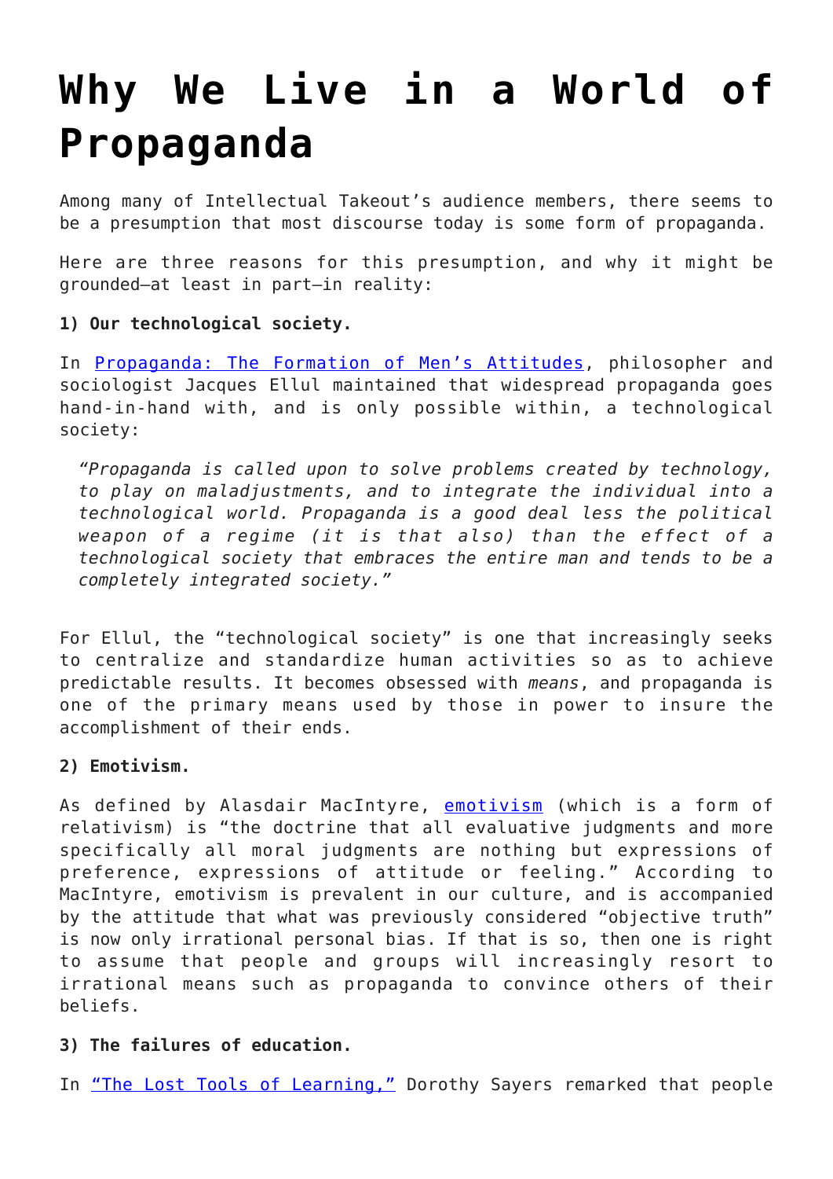# Why We Live in a World of Propaganda

Among many of Intellectual Takeout's audience members, there seems to be a presumption that most discourse today is some form of propaganda.

Here are three reasons for this presumption, and why it might be grounded—at least in part—in reality:

**1) Our technological society.**

In [Propaganda: The Formation of Men's Attitudes](), philosopher and sociologist Jacques Ellul maintained that widespread propaganda goes hand-in-hand with, and is only possible within, a technological society:

> *"Propaganda is called upon to solve problems created by technology, to play on maladjustments, and to integrate the individual into a technological world. Propaganda is a good deal less the political weapon of a regime (it is that also) than the effect of a technological society that embraces the entire man and tends to be a completely integrated society."*

For Ellul, the "technological society" is one that increasingly seeks to centralize and standardize human activities so as to achieve predictable results. It becomes obsessed with *means*, and propaganda is one of the primary means used by those in power to insure the accomplishment of their ends.

**2) Emotivism.**

As defined by Alasdair MacIntyre, [emotivism]() (which is a form of relativism) is "the doctrine that all evaluative judgments and more specifically all moral judgments are nothing but expressions of preference, expressions of attitude or feeling." According to MacIntyre, emotivism is prevalent in our culture, and is accompanied by the attitude that what was previously considered "objective truth" is now only irrational personal bias. If that is so, then one is right to assume that people and groups will increasingly resort to irrational means such as propaganda to convince others of their beliefs.

**3) The failures of education.**

In ["The Lost Tools of Learning,"]() Dorothy Sayers remarked that people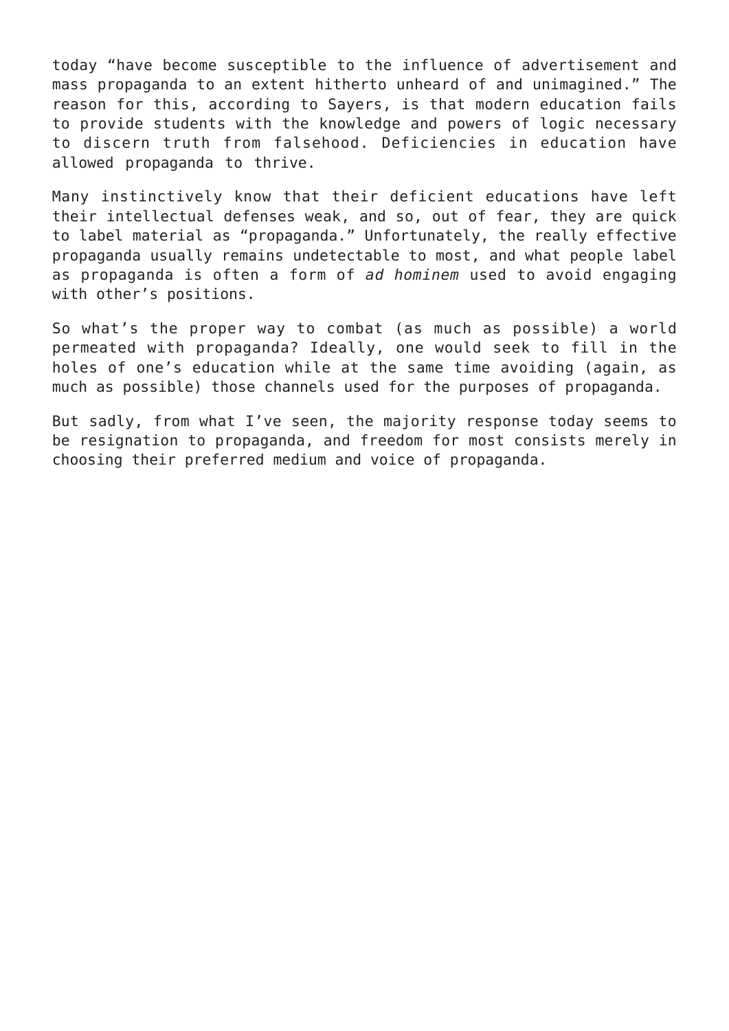today "have become susceptible to the influence of advertisement and mass propaganda to an extent hitherto unheard of and unimagined." The reason for this, according to Sayers, is that modern education fails to provide students with the knowledge and powers of logic necessary to discern truth from falsehood. Deficiencies in education have allowed propaganda to thrive.

Many instinctively know that their deficient educations have left their intellectual defenses weak, and so, out of fear, they are quick to label material as "propaganda." Unfortunately, the really effective propaganda usually remains undetectable to most, and what people label as propaganda is often a form of *ad hominem* used to avoid engaging with other's positions.

So what's the proper way to combat (as much as possible) a world permeated with propaganda? Ideally, one would seek to fill in the holes of one's education while at the same time avoiding (again, as much as possible) those channels used for the purposes of propaganda.

But sadly, from what I've seen, the majority response today seems to be resignation to propaganda, and freedom for most consists merely in choosing their preferred medium and voice of propaganda.